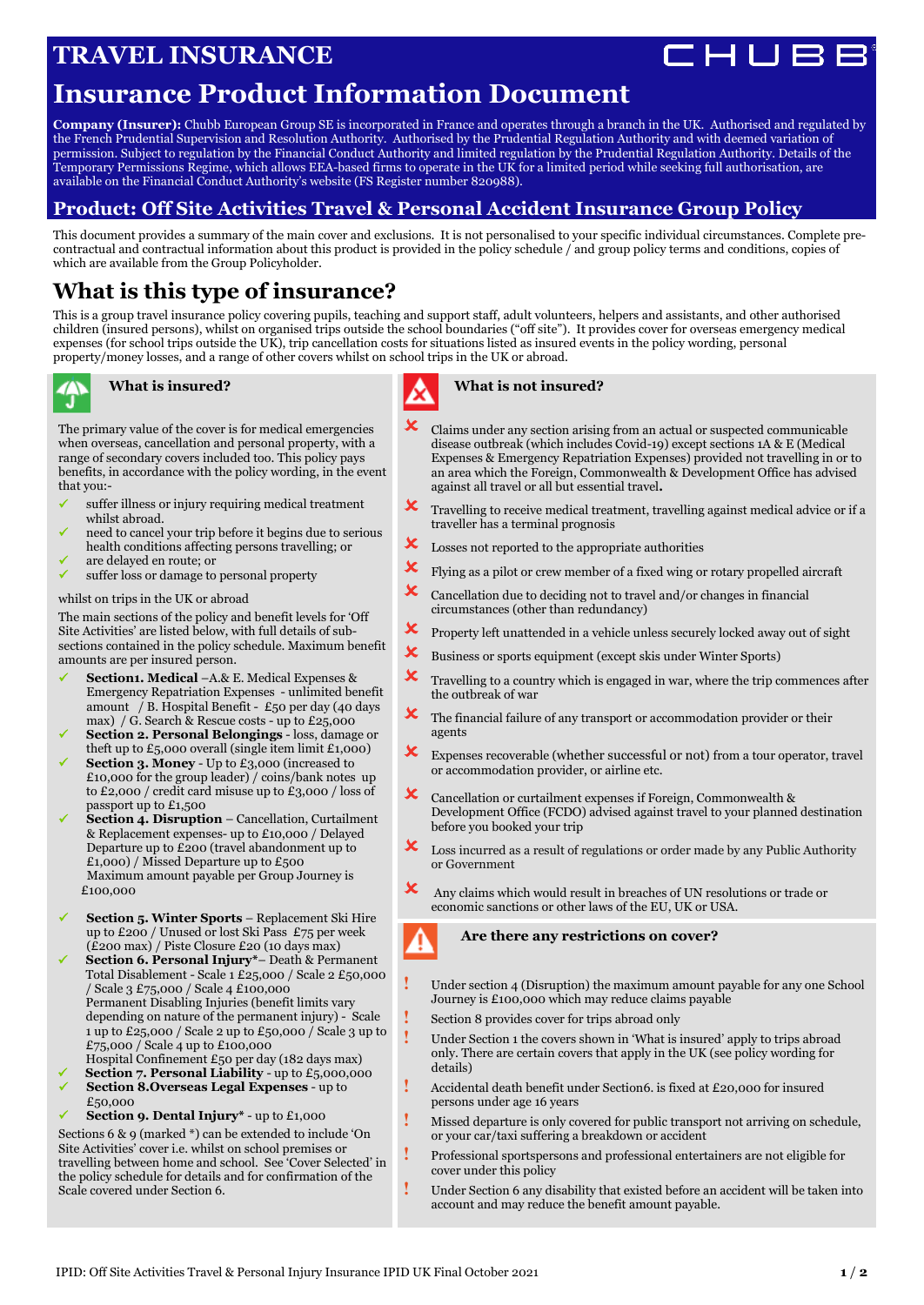# TRAVEL INSURANCE

CHUBB

# Insurance Product Information Document

**Company (Insurer):** Chubb European Group SE is incorporated in France and operates through a branch in the UK. Authorised and regulated by the French Prudential Supervision and Resolution Authority. Authorised by the Prudential Regulation Authority and with deemed variation of permission. Subject to regulation by the Financial Conduct Authority and limited regulation by the Prudential Regulation Authority. Details of the Temporary Permissions Regime, which allows EEA-based firms to operate in the UK for a limited period while seeking full authorisation, are available on the Financial Conduct Authority's website (FS Register number 820988).

## Product: Off Site Activities Travel & Personal Accident Insurance Group Policy

This document provides a summary of the main cover and exclusions. It is not personalised to your specific individual circumstances. Complete pre-contractual and contractual information about this product is provided in the policy schedule / and group policy terms and conditions, copies of which are available from the Group Policyholder.

## What is this type of insurance?

This is a group travel insurance policy covering pupils, teaching and support staff, adult volunteers, helpers and assistants, and other authorised children (insured persons), whilst on organised trips outside the school boundaries ("off site"). It provides cover for overseas emergency medical expenses (for school trips outside the UK), trip cancellation costs for situations listed as insured events in the policy wording, personal property/money losses, and a range of other covers whilst on school trips in the UK or abroad.

### What is insured?

The primary value of the cover is for medical emergencies when overseas, cancellation and personal property, with a range of secondary covers included too. This policy pays benefits, in accordance with the policy wording, in the event that you:-

- ✓ suffer illness or injury requiring medical treatment whilst abroad.
- ✓ need to cancel your trip before it begins due to serious health conditions affecting persons travelling; or
- ✓ are delayed en route; or
- ✓ suffer loss or damage to personal property

whilst on trips in the UK or abroad

The main sections of the policy and benefit levels for 'Off Site Activities' are listed below, with full details of sub-sections contained in the policy schedule. Maximum benefit amounts are per insured person.

- ✓ **Section1. Medical** –A.& E. Medical Expenses & Emergency Repatriation Expenses - unlimited benefit amount / B. Hospital Benefit - £50 per day (40 days max) / G. Search & Rescue costs - up to £25,000
- ✓ **Section 2. Personal Belongings** - loss, damage or theft up to £5,000 overall (single item limit £1,000)
- ✓ **Section 3. Money** - Up to £3,000 (increased to £10,000 for the group leader) / coins/bank notes up to £2,000 / credit card misuse up to £3,000 / loss of passport up to £1,500
- ✓ **Section 4. Disruption** – Cancellation, Curtailment & Replacement expenses- up to £10,000 / Delayed Departure up to £200 (travel abandonment up to £1,000) / Missed Departure up to £500
  Maximum amount payable per Group Journey is £100,000
- ✓ **Section 5. Winter Sports** – Replacement Ski Hire up to £200 / Unused or lost Ski Pass £75 per week (£200 max) / Piste Closure £20 (10 days max)
- ✓ **Section 6. Personal Injury***– Death & Permanent Total Disablement - Scale 1 £25,000 / Scale 2 £50,000 / Scale 3 £75,000 / Scale 4 £100,000
  Permanent Disabling Injuries (benefit limits vary depending on nature of the permanent injury) - Scale 1 up to £25,000 / Scale 2 up to £50,000 / Scale 3 up to £75,000 / Scale 4 up to £100,000
  Hospital Confinement £50 per day (182 days max)
- ✓ **Section 7. Personal Liability** - up to £5,000,000
- ✓ **Section 8.Overseas Legal Expenses** - up to £50,000
- ✓ **Section 9. Dental Injury*** - up to £1,000

Sections 6 & 9 (marked *) can be extended to include 'On Site Activities' cover i.e. whilst on school premises or travelling between home and school. See 'Cover Selected' in the policy schedule for details and for confirmation of the Scale covered under Section 6.

### What is not insured?

- ✗ Claims under any section arising from an actual or suspected communicable disease outbreak (which includes Covid-19) except sections 1A & E (Medical Expenses & Emergency Repatriation Expenses) provided not travelling in or to an area which the Foreign, Commonwealth & Development Office has advised against all travel or all but essential travel**.**
- ✗ Travelling to receive medical treatment, travelling against medical advice or if a traveller has a terminal prognosis
- ✗ Losses not reported to the appropriate authorities
- ✗ Flying as a pilot or crew member of a fixed wing or rotary propelled aircraft
- ✗ Cancellation due to deciding not to travel and/or changes in financial circumstances (other than redundancy)
- ✗ Property left unattended in a vehicle unless securely locked away out of sight
- ✗ Business or sports equipment (except skis under Winter Sports)
- ✗ Travelling to a country which is engaged in war, where the trip commences after the outbreak of war
- ✗ The financial failure of any transport or accommodation provider or their agents
- ✗ Expenses recoverable (whether successful or not) from a tour operator, travel or accommodation provider, or airline etc.
- ✗ Cancellation or curtailment expenses if Foreign, Commonwealth & Development Office (FCDO) advised against travel to your planned destination before you booked your trip
- ✗ Loss incurred as a result of regulations or order made by any Public Authority or Government
- ✗ Any claims which would result in breaches of UN resolutions or trade or economic sanctions or other laws of the EU, UK or USA.

### Are there any restrictions on cover?

- ! Under section 4 (Disruption) the maximum amount payable for any one School Journey is £100,000 which may reduce claims payable
- ! Section 8 provides cover for trips abroad only
- ! Under Section 1 the covers shown in 'What is insured' apply to trips abroad only. There are certain covers that apply in the UK (see policy wording for details)
- ! Accidental death benefit under Section6. is fixed at £20,000 for insured persons under age 16 years
- ! Missed departure is only covered for public transport not arriving on schedule, or your car/taxi suffering a breakdown or accident
- ! Professional sportspersons and professional entertainers are not eligible for cover under this policy
- ! Under Section 6 any disability that existed before an accident will be taken into account and may reduce the benefit amount payable.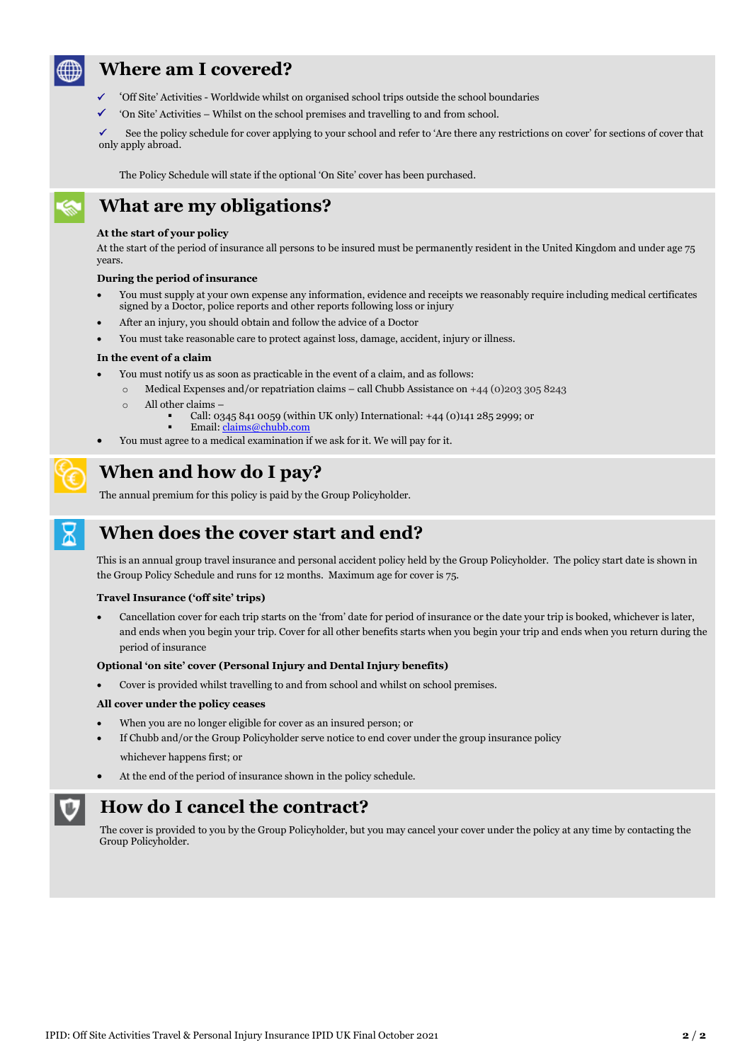## Where am I covered?

- ✓ 'Off Site' Activities - Worldwide whilst on organised school trips outside the school boundaries
- ✓ 'On Site' Activities – Whilst on the school premises and travelling to and from school.
- ✓ See the policy schedule for cover applying to your school and refer to 'Are there any restrictions on cover' for sections of cover that only apply abroad.

The Policy Schedule will state if the optional 'On Site' cover has been purchased.

## What are my obligations?

**At the start of your policy**

At the start of the period of insurance all persons to be insured must be permanently resident in the United Kingdom and under age 75 years.

**During the period of insurance**

- You must supply at your own expense any information, evidence and receipts we reasonably require including medical certificates signed by a Doctor, police reports and other reports following loss or injury
- After an injury, you should obtain and follow the advice of a Doctor
- You must take reasonable care to protect against loss, damage, accident, injury or illness.

**In the event of a claim**

- You must notify us as soon as practicable in the event of a claim, and as follows:
  - Medical Expenses and/or repatriation claims – call Chubb Assistance on +44 (0)203 305 8243
  - All other claims –
    - Call: 0345 841 0059 (within UK only) International: +44 (0)141 285 2999; or
    - Email: claims@chubb.com
- You must agree to a medical examination if we ask for it. We will pay for it.

## When and how do I pay?

The annual premium for this policy is paid by the Group Policyholder.

## When does the cover start and end?

This is an annual group travel insurance and personal accident policy held by the Group Policyholder. The policy start date is shown in the Group Policy Schedule and runs for 12 months. Maximum age for cover is 75.

**Travel Insurance ('off site' trips)**

- Cancellation cover for each trip starts on the 'from' date for period of insurance or the date your trip is booked, whichever is later, and ends when you begin your trip. Cover for all other benefits starts when you begin your trip and ends when you return during the period of insurance

**Optional 'on site' cover (Personal Injury and Dental Injury benefits)**

- Cover is provided whilst travelling to and from school and whilst on school premises.

**All cover under the policy ceases**

- When you are no longer eligible for cover as an insured person; or
- If Chubb and/or the Group Policyholder serve notice to end cover under the group insurance policy

  whichever happens first; or
- At the end of the period of insurance shown in the policy schedule.

## How do I cancel the contract?

The cover is provided to you by the Group Policyholder, but you may cancel your cover under the policy at any time by contacting the Group Policyholder.